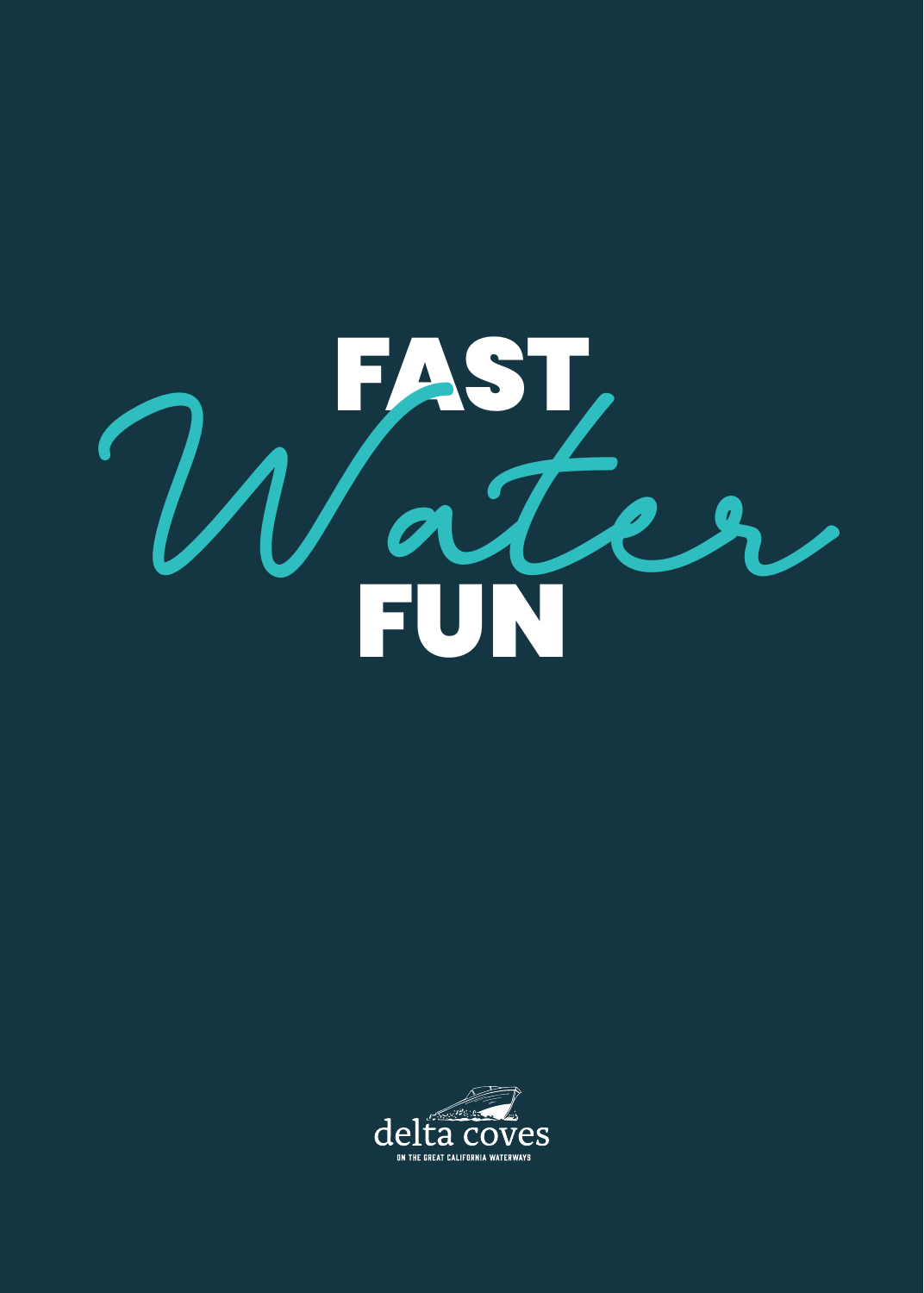# FAST *Water* FUN

delta coves

ON THE GREAT CALIFORNIA WATERWAYS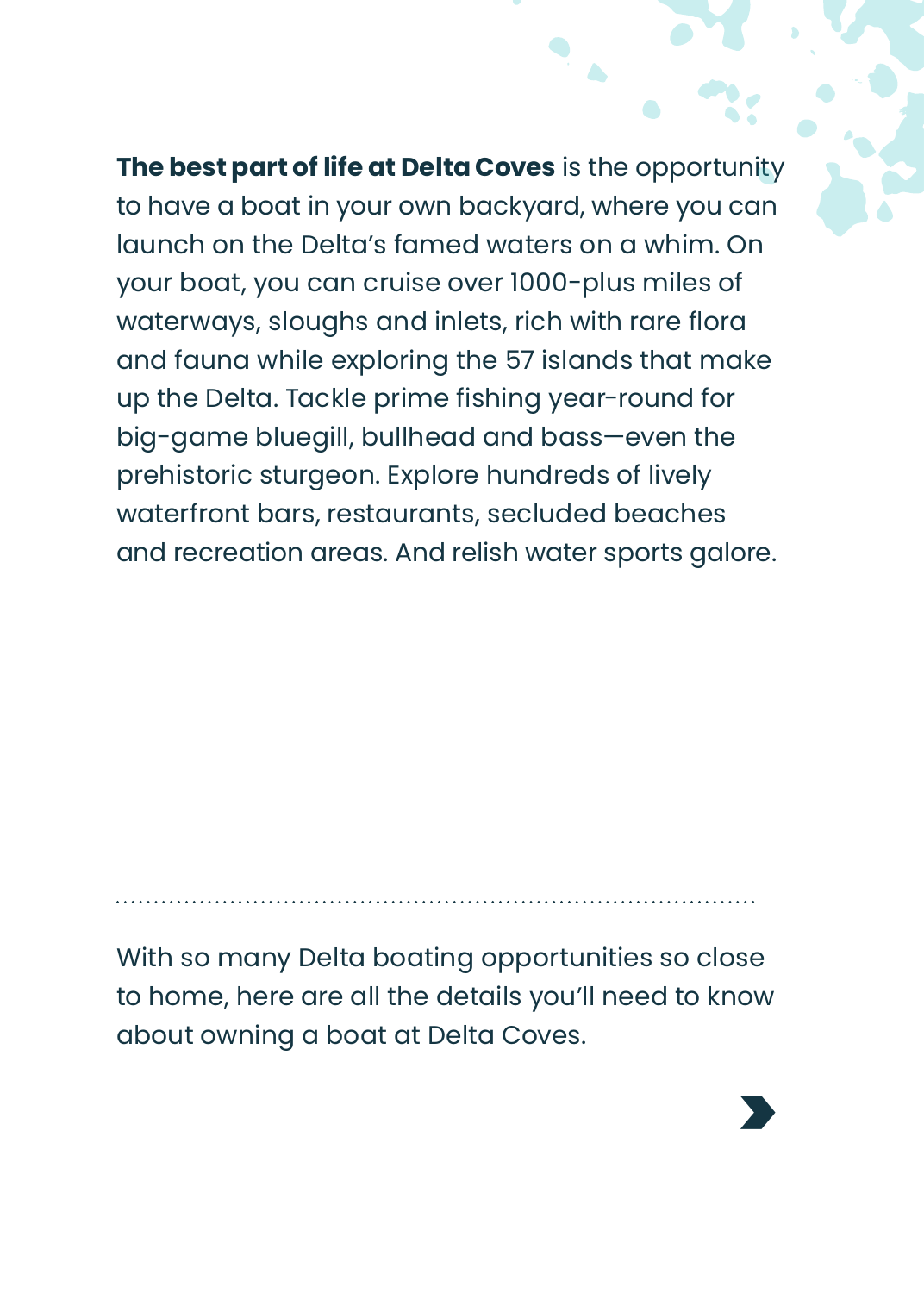**The best part of life at Delta Coves** is the opportunity to have a boat in your own backyard, where you can launch on the Delta's famed waters on a whim. On your boat, you can cruise over 1000-plus miles of waterways, sloughs and inlets, rich with rare flora and fauna while exploring the 57 islands that make up the Delta. Tackle prime fishing year-round for big-game bluegill, bullhead and bass—even the prehistoric sturgeon. Explore hundreds of lively waterfront bars, restaurants, secluded beaches and recreation areas. And relish water sports galore.

---

With so many Delta boating opportunities so close to home, here are all the details you'll need to know about owning a boat at Delta Coves.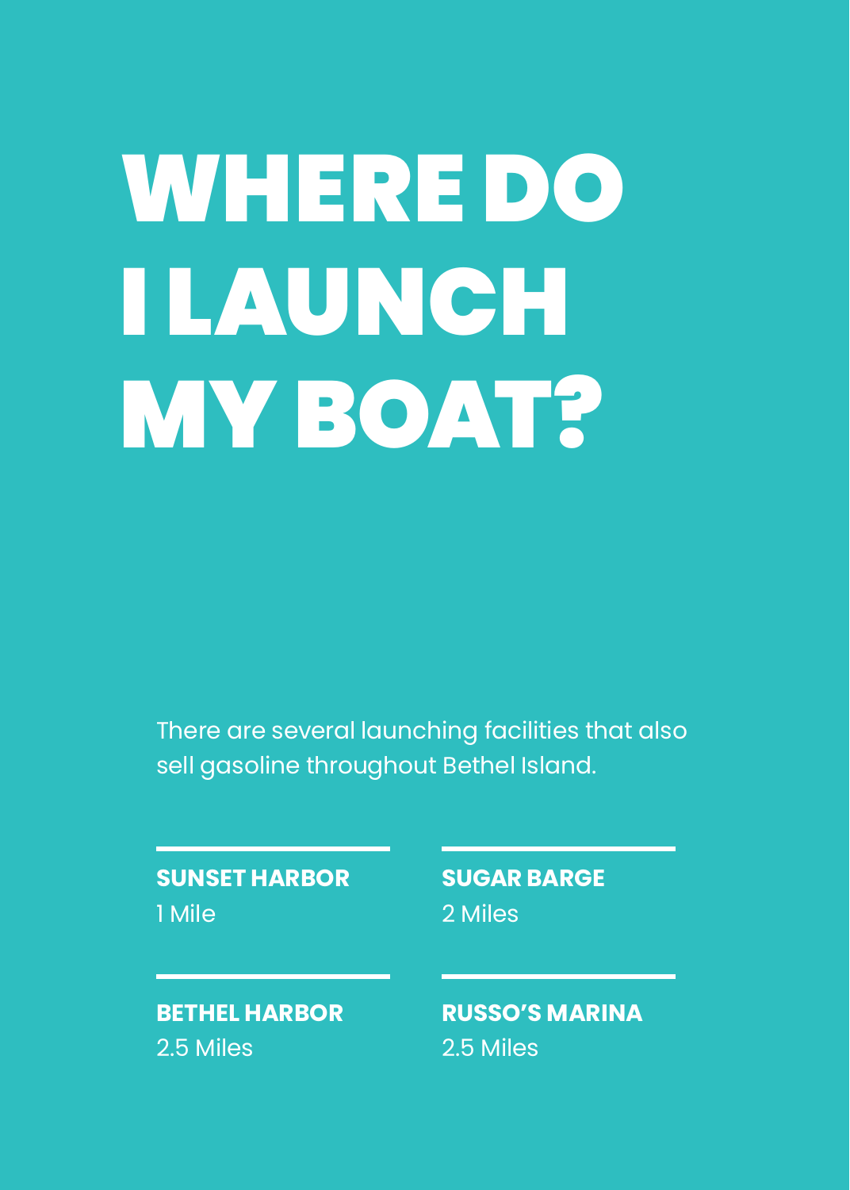# WHERE DO I LAUNCH MY BOAT?

There are several launching facilities that also sell gasoline throughout Bethel Island.

**SUNSET HARBOR**
1 Mile

**SUGAR BARGE**
2 Miles

**BETHEL HARBOR**
2.5 Miles

**RUSSO'S MARINA**
2.5 Miles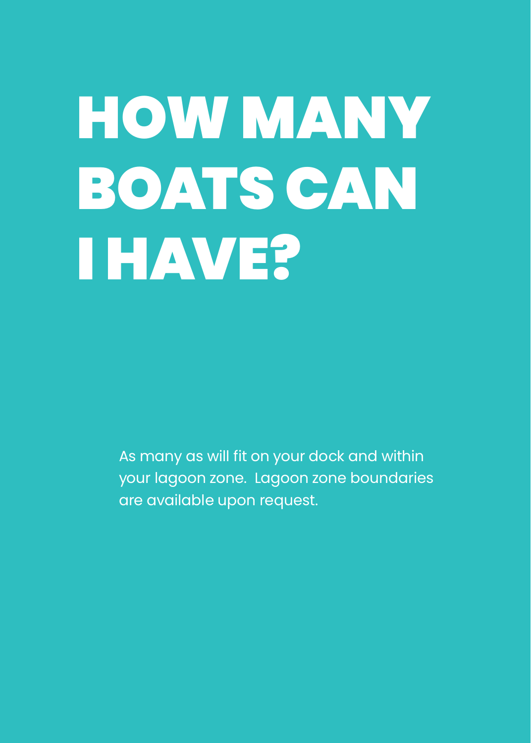# HOW MANY BOATS CAN I HAVE?

As many as will fit on your dock and within your lagoon zone.  Lagoon zone boundaries are available upon request.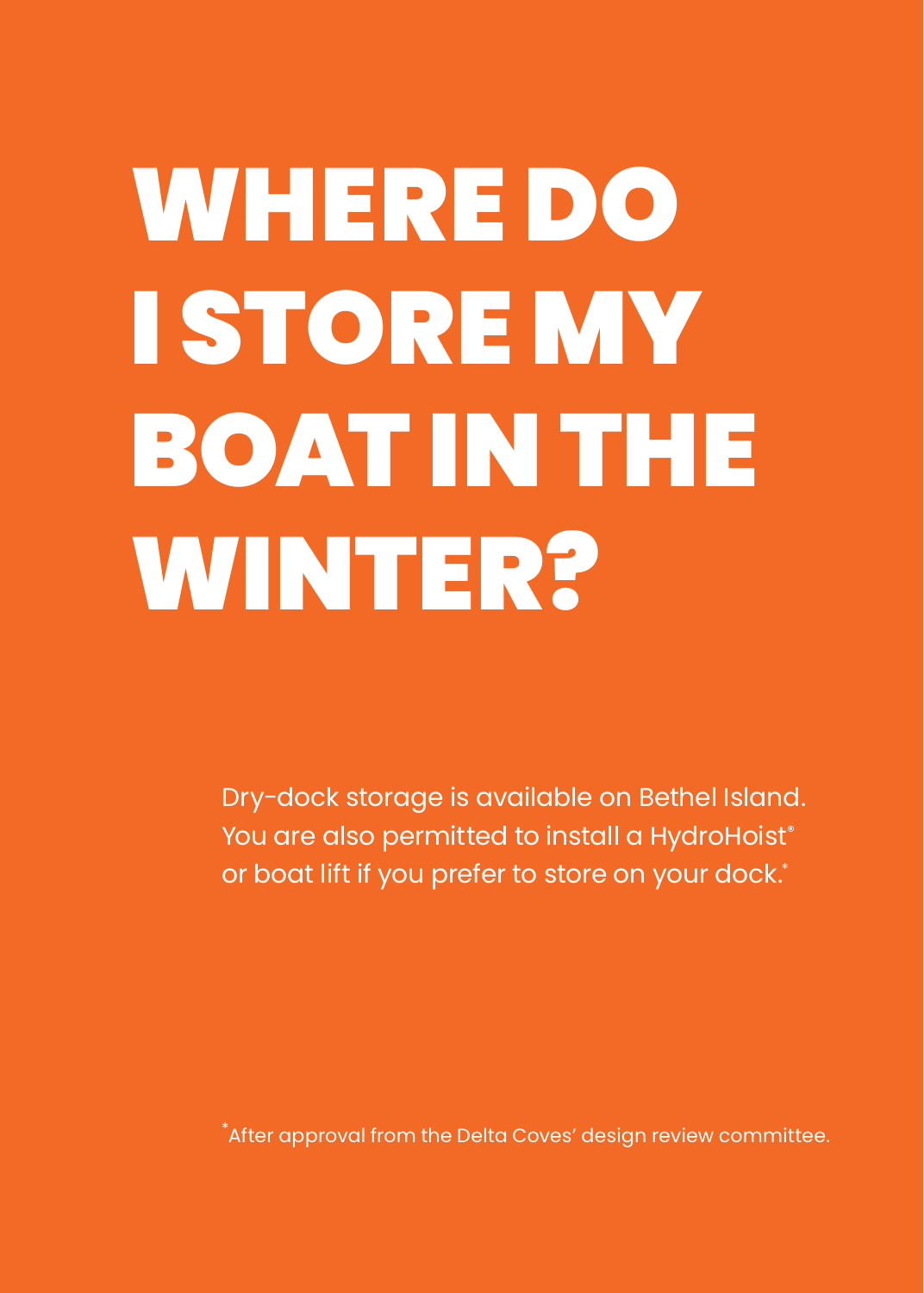# WHERE DO I STORE MY BOAT IN THE WINTER?

Dry-dock storage is available on Bethel Island. You are also permitted to install a HydroHoist® or boat lift if you prefer to store on your dock.*

*After approval from the Delta Coves' design review committee.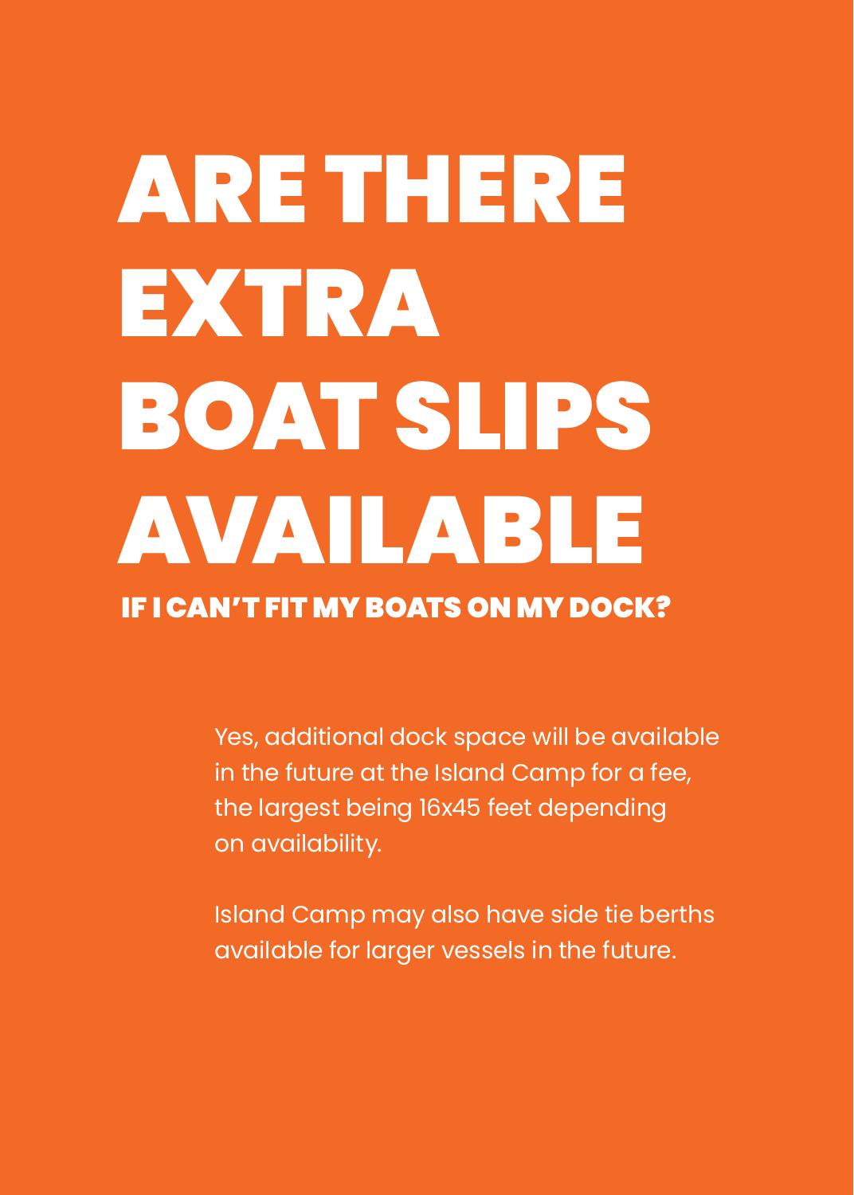# ARE THERE EXTRA BOAT SLIPS AVAILABLE

## IF I CAN'T FIT MY BOATS ON MY DOCK?

Yes, additional dock space will be available in the future at the Island Camp for a fee, the largest being 16x45 feet depending on availability.

Island Camp may also have side tie berths available for larger vessels in the future.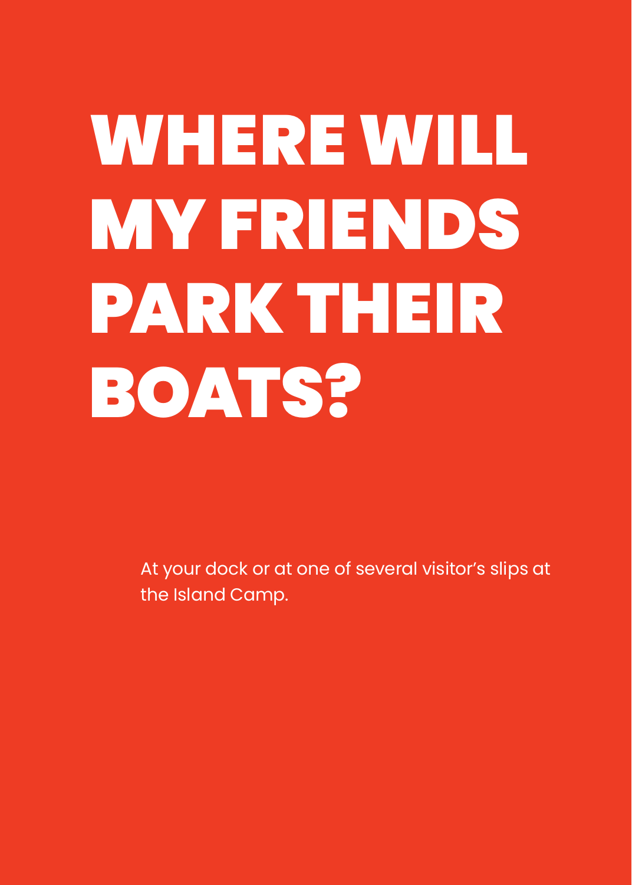# WHERE WILL MY FRIENDS PARK THEIR BOATS?

At your dock or at one of several visitor's slips at the Island Camp.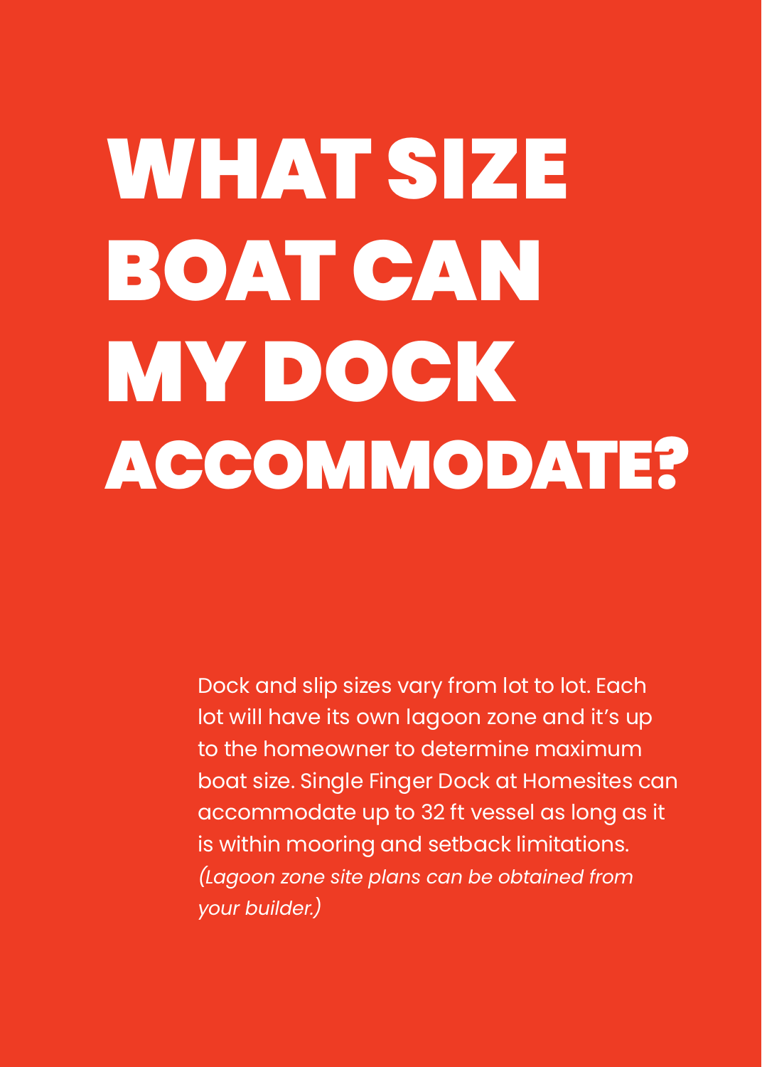# WHAT SIZE BOAT CAN MY DOCK ACCOMMODATE?

Dock and slip sizes vary from lot to lot. Each lot will have its own lagoon zone and it's up to the homeowner to determine maximum boat size. Single Finger Dock at Homesites can accommodate up to 32 ft vessel as long as it is within mooring and setback limitations. *(Lagoon zone site plans can be obtained from your builder.)*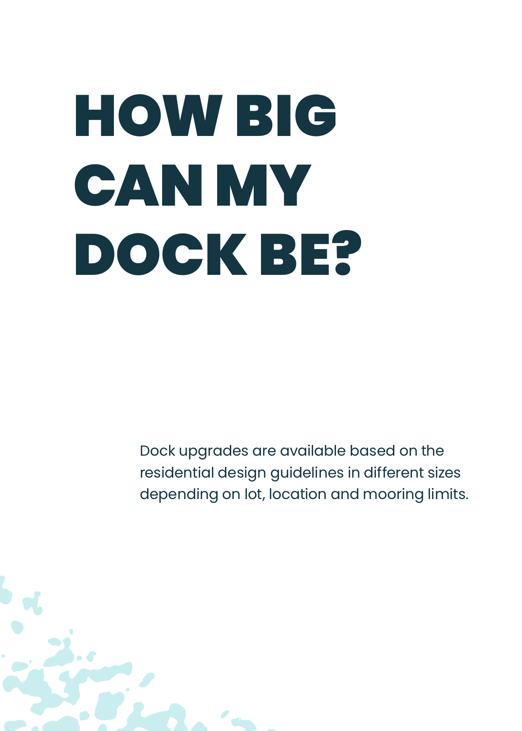# HOW BIG CAN MY DOCK BE?

Dock upgrades are available based on the residential design guidelines in different sizes depending on lot, location and mooring limits.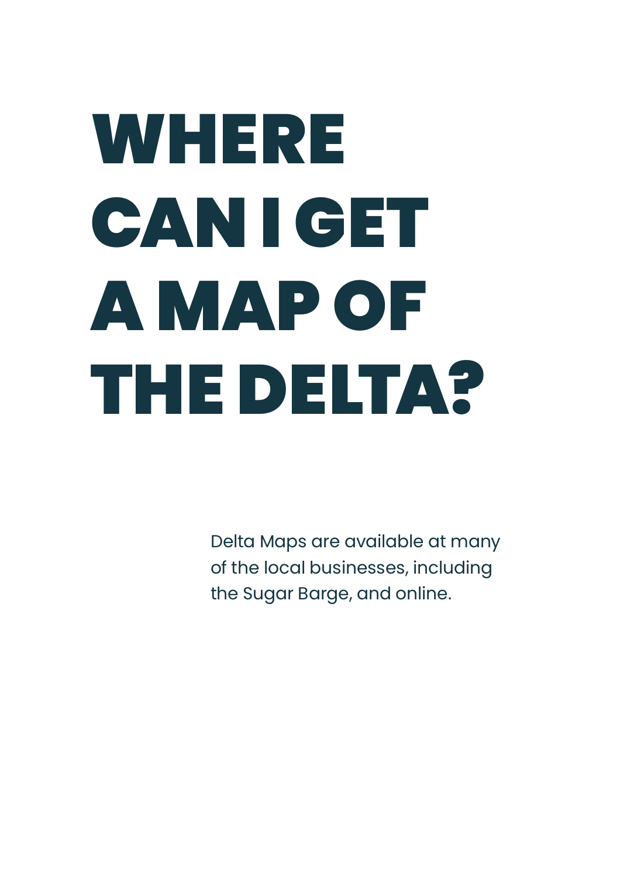# WHERE CAN I GET A MAP OF THE DELTA?

Delta Maps are available at many of the local businesses, including the Sugar Barge, and online.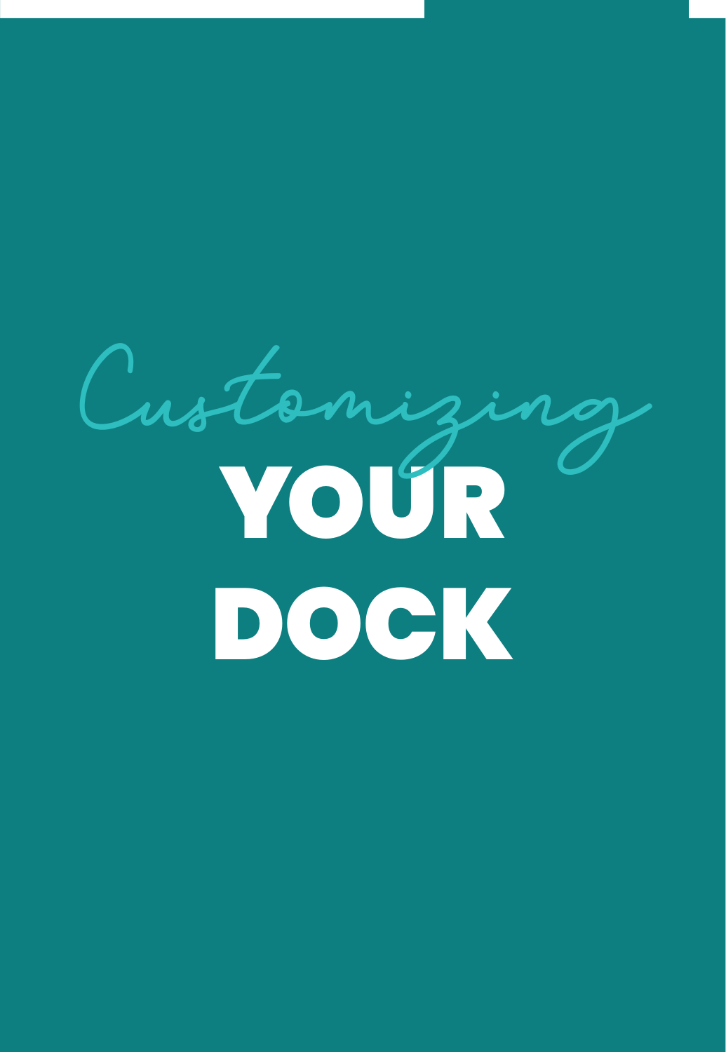# Customizing YOUR DOCK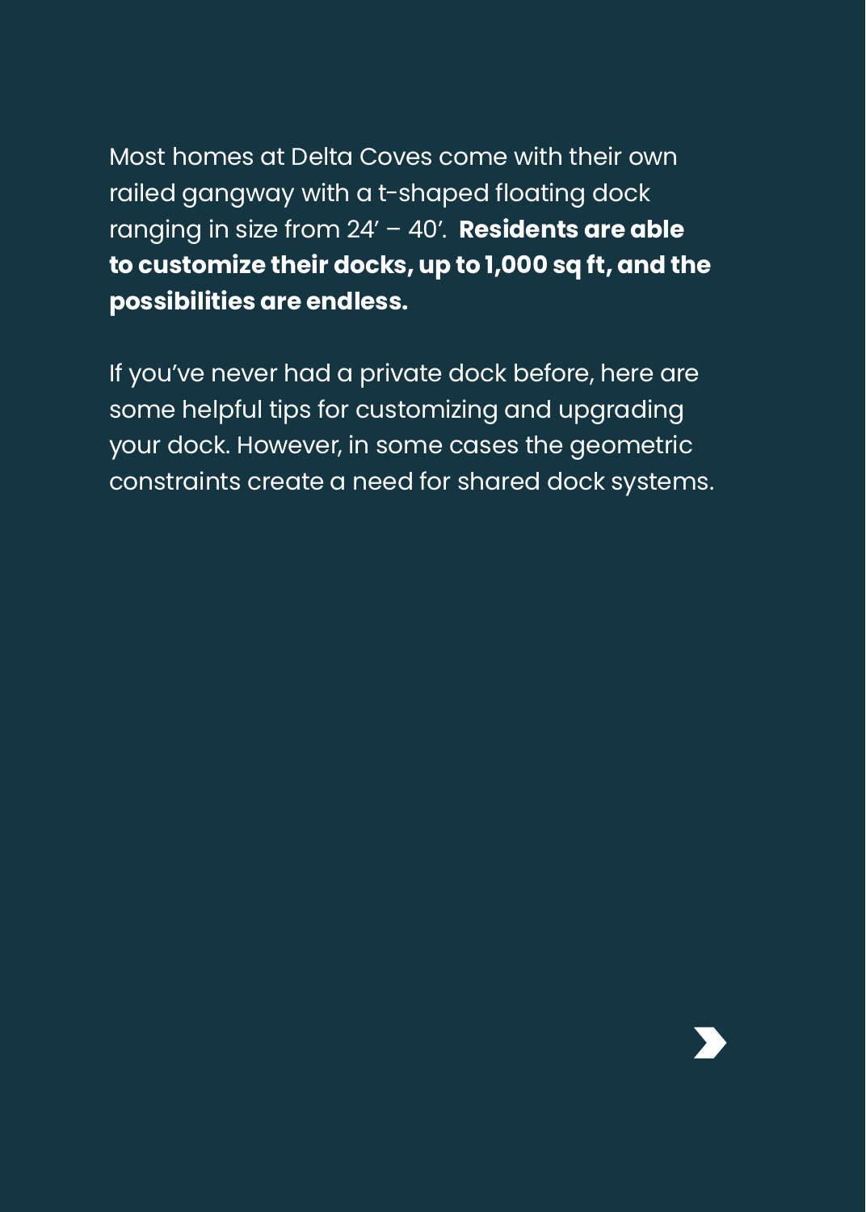Most homes at Delta Coves come with their own railed gangway with a t-shaped floating dock ranging in size from 24′ – 40′. **Residents are able to customize their docks, up to 1,000 sq ft, and the possibilities are endless.**

If you've never had a private dock before, here are some helpful tips for customizing and upgrading your dock. However, in some cases the geometric constraints create a need for shared dock systems.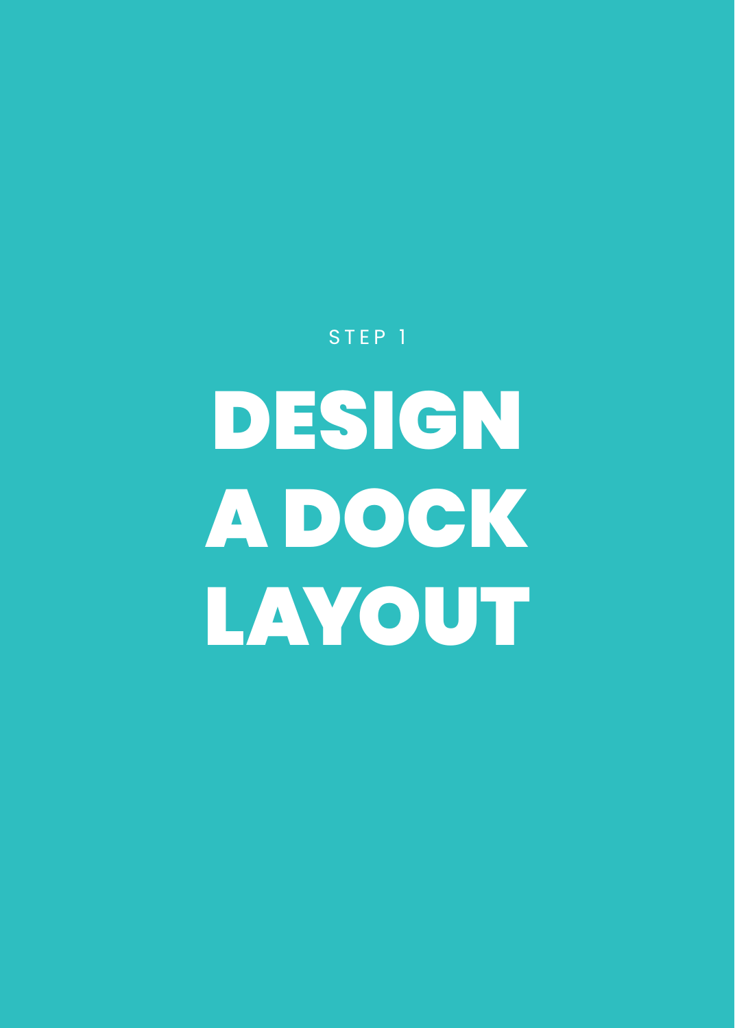STEP 1

# DESIGN A DOCK LAYOUT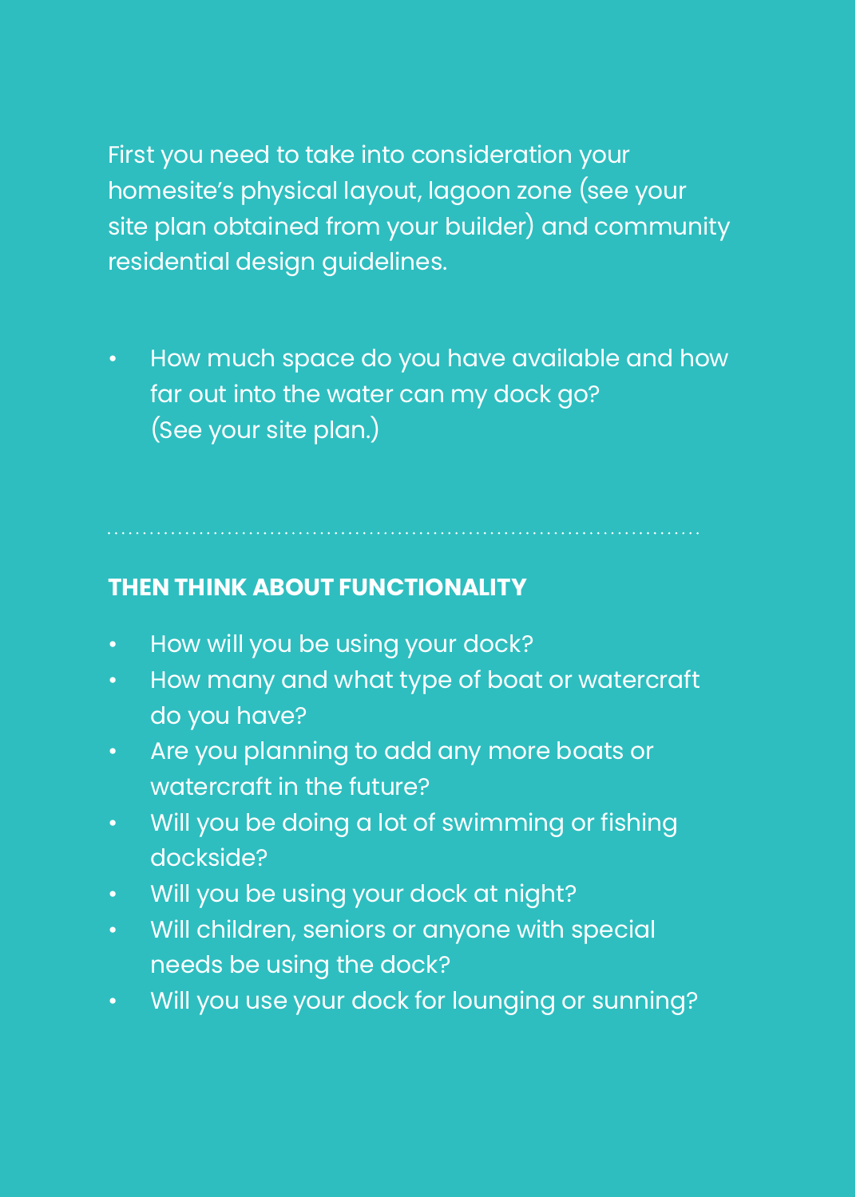First you need to take into consideration your homesite's physical layout, lagoon zone (see your site plan obtained from your builder) and community residential design guidelines.

- How much space do you have available and how far out into the water can my dock go? (See your site plan.)

---

## THEN THINK ABOUT FUNCTIONALITY

- How will you be using your dock?
- How many and what type of boat or watercraft do you have?
- Are you planning to add any more boats or watercraft in the future?
- Will you be doing a lot of swimming or fishing dockside?
- Will you be using your dock at night?
- Will children, seniors or anyone with special needs be using the dock?
- Will you use your dock for lounging or sunning?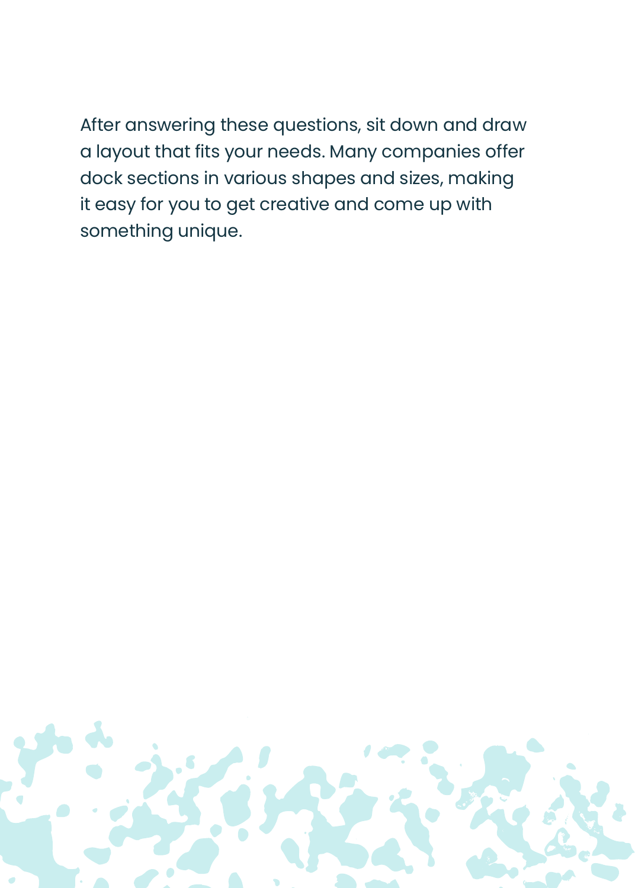After answering these questions, sit down and draw a layout that fits your needs. Many companies offer dock sections in various shapes and sizes, making it easy for you to get creative and come up with something unique.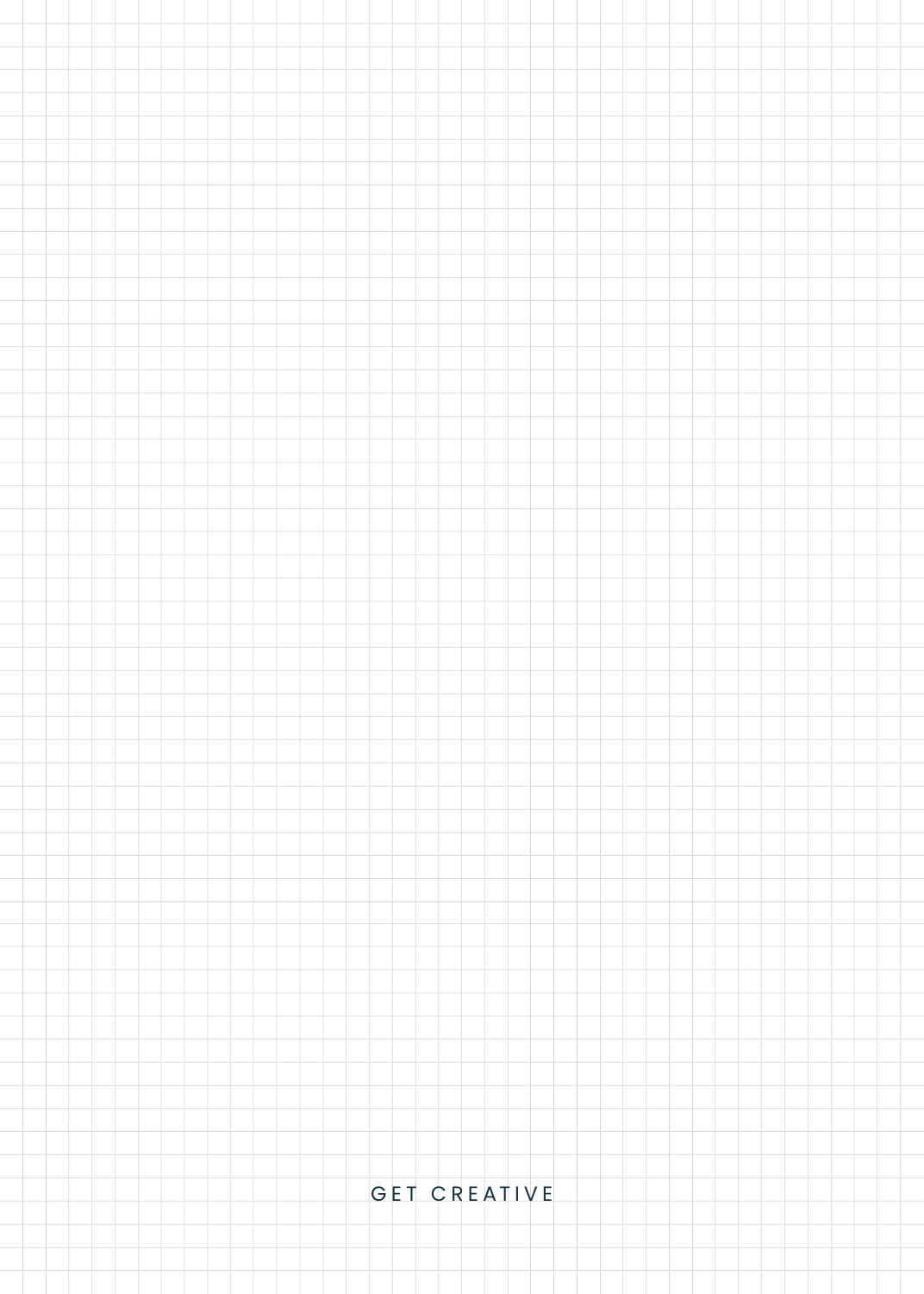GET CREATIVE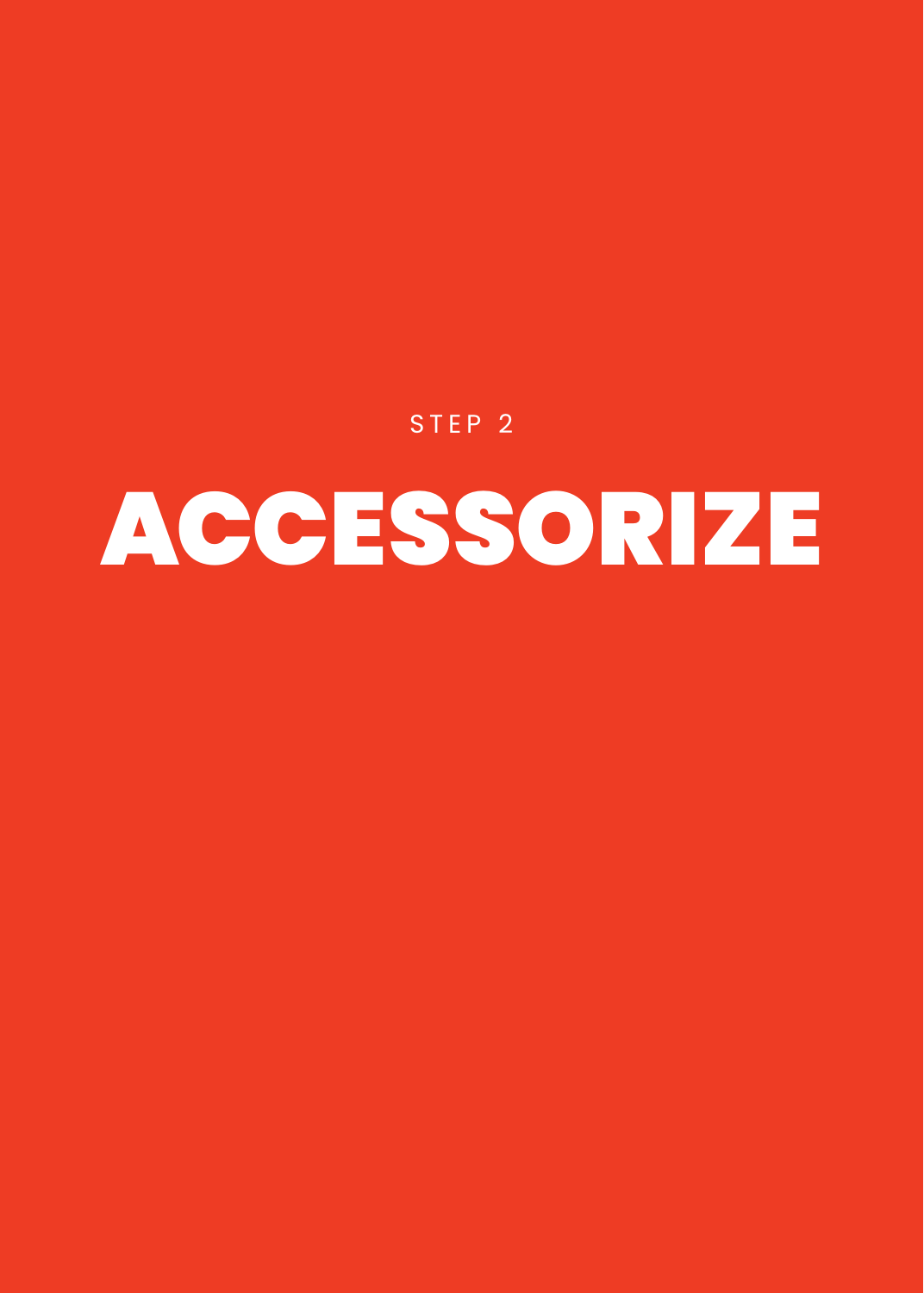STEP 2

# ACCESSORIZE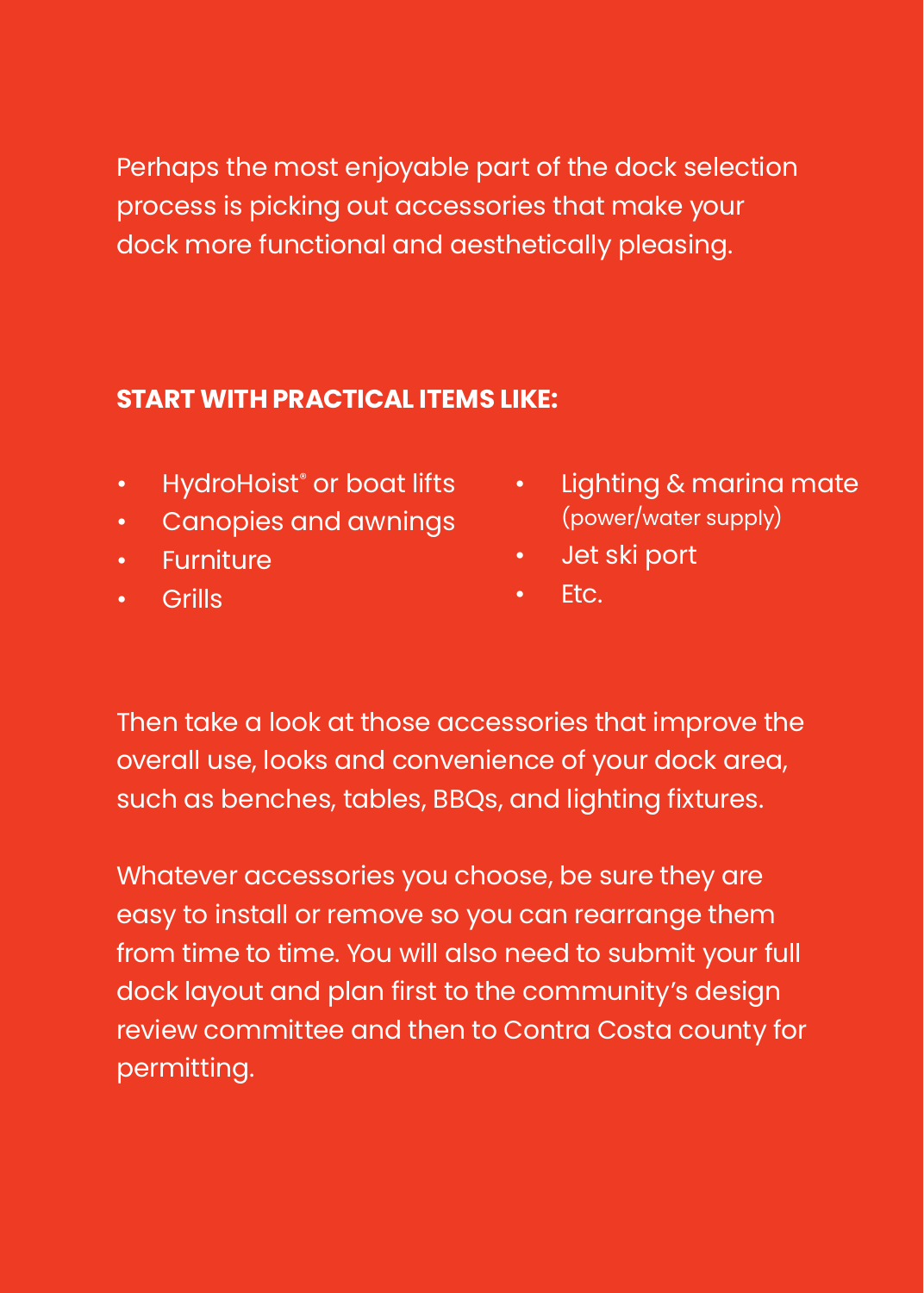Perhaps the most enjoyable part of the dock selection process is picking out accessories that make your dock more functional and aesthetically pleasing.

**START WITH PRACTICAL ITEMS LIKE:**

- HydroHoist® or boat lifts
- Canopies and awnings
- Furniture
- Grills
- Lighting & marina mate (power/water supply)
- Jet ski port
- Etc.

Then take a look at those accessories that improve the overall use, looks and convenience of your dock area, such as benches, tables, BBQs, and lighting fixtures.

Whatever accessories you choose, be sure they are easy to install or remove so you can rearrange them from time to time. You will also need to submit your full dock layout and plan first to the community's design review committee and then to Contra Costa county for permitting.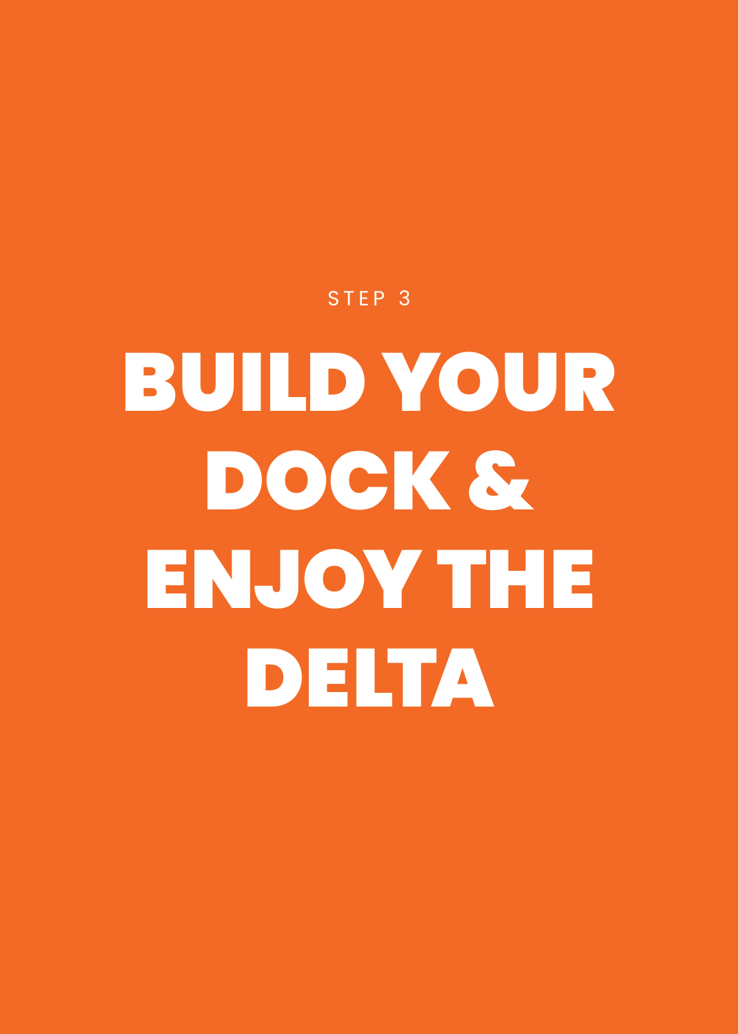STEP 3

# BUILD YOUR DOCK & ENJOY THE DELTA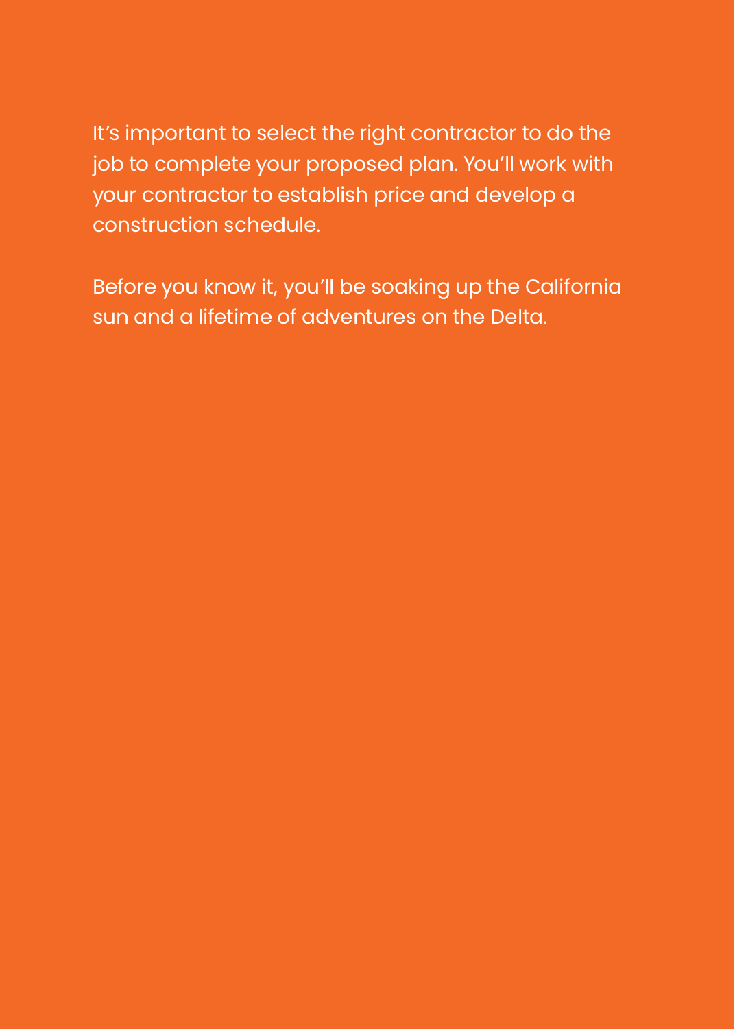It's important to select the right contractor to do the job to complete your proposed plan. You'll work with your contractor to establish price and develop a construction schedule.

Before you know it, you'll be soaking up the California sun and a lifetime of adventures on the Delta.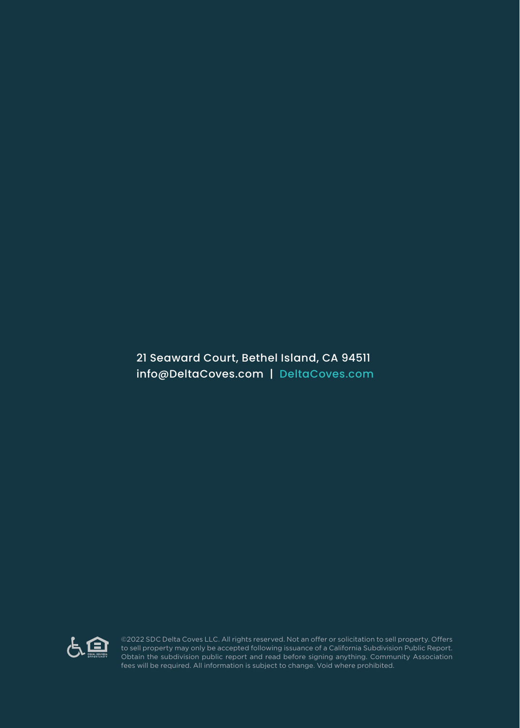21 Seaward Court, Bethel Island, CA 94511
info@DeltaCoves.com | DeltaCoves.com

©2022 SDC Delta Coves LLC. All rights reserved. Not an offer or solicitation to sell property. Offers to sell property may only be accepted following issuance of a California Subdivision Public Report. Obtain the subdivision public report and read before signing anything. Community Association fees will be required. All information is subject to change. Void where prohibited.